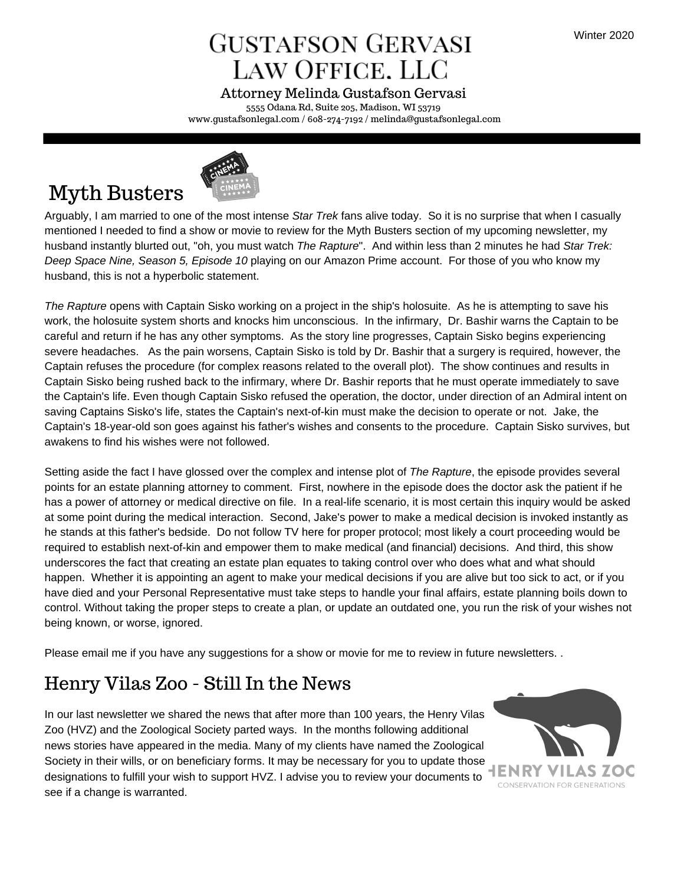Winter 2020

# Gustafson Gervasi Law Office, LLC

Attorney Melinda Gustafson Gervasi

5555 Odana Rd, Suite 205, Madison, WI 53719

www.gustafsonlegal.com / 608-274-7192 / melinda@gustafsonlegal.com

## Myth Busters

Arguably, I am married to one of the most intense *Star Trek* fans alive today. So it is no surprise that when I casually mentioned I needed to find a show or movie to review for the Myth Busters section of my upcoming newsletter, my husband instantly blurted out, "oh, you must watch *The Rapture*". And within less than 2 minutes he had *Star Trek: Deep Space Nine, Season 5, Episode 10* playing on our Amazon Prime account. For those of you who know my husband, this is not a hyperbolic statement.

*The Rapture* opens with Captain Sisko working on a project in the ship's holosuite. As he is attempting to save his work, the holosuite system shorts and knocks him unconscious. In the infirmary, Dr. Bashir warns the Captain to be careful and return if he has any other symptoms. As the story line progresses, Captain Sisko begins experiencing severe headaches. As the pain worsens, Captain Sisko is told by Dr. Bashir that a surgery is required, however, the Captain refuses the procedure (for complex reasons related to the overall plot). The show continues and results in Captain Sisko being rushed back to the infirmary, where Dr. Bashir reports that he must operate immediately to save the Captain's life. Even though Captain Sisko refused the operation, the doctor, under direction of an Admiral intent on saving Captains Sisko's life, states the Captain's next-of-kin must make the decision to operate or not. Jake, the Captain's 18-year-old son goes against his father's wishes and consents to the procedure. Captain Sisko survives, but awakens to find his wishes were not followed.

Setting aside the fact I have glossed over the complex and intense plot of *The Rapture*, the episode provides several points for an estate planning attorney to comment. First, nowhere in the episode does the doctor ask the patient if he has a power of attorney or medical directive on file. In a real-life scenario, it is most certain this inquiry would be asked at some point during the medical interaction. Second, Jake's power to make a medical decision is invoked instantly as he stands at this father's bedside. Do not follow TV here for proper protocol; most likely a court proceeding would be required to establish next-of-kin and empower them to make medical (and financial) decisions. And third, this show underscores the fact that creating an estate plan equates to taking control over who does what and what should happen. Whether it is appointing an agent to make your medical decisions if you are alive but too sick to act, or if you have died and your Personal Representative must take steps to handle your final affairs, estate planning boils down to control. Without taking the proper steps to create a plan, or update an outdated one, you run the risk of your wishes not being known, or worse, ignored.

Please email me if you have any suggestions for a show or movie for me to review in future newsletters. .

## Henry Vilas Zoo - Still In the News

In our last newsletter we shared the news that after more than 100 years, the Henry Vilas Zoo (HVZ) and the Zoological Society parted ways. In the months following additional news stories have appeared in the media. Many of my clients have named the Zoological Society in their wills, or on beneficiary forms. It may be necessary for you to update those designations to fulfill your wish to support HVZ. I advise you to review your documents to see if a change is warranted.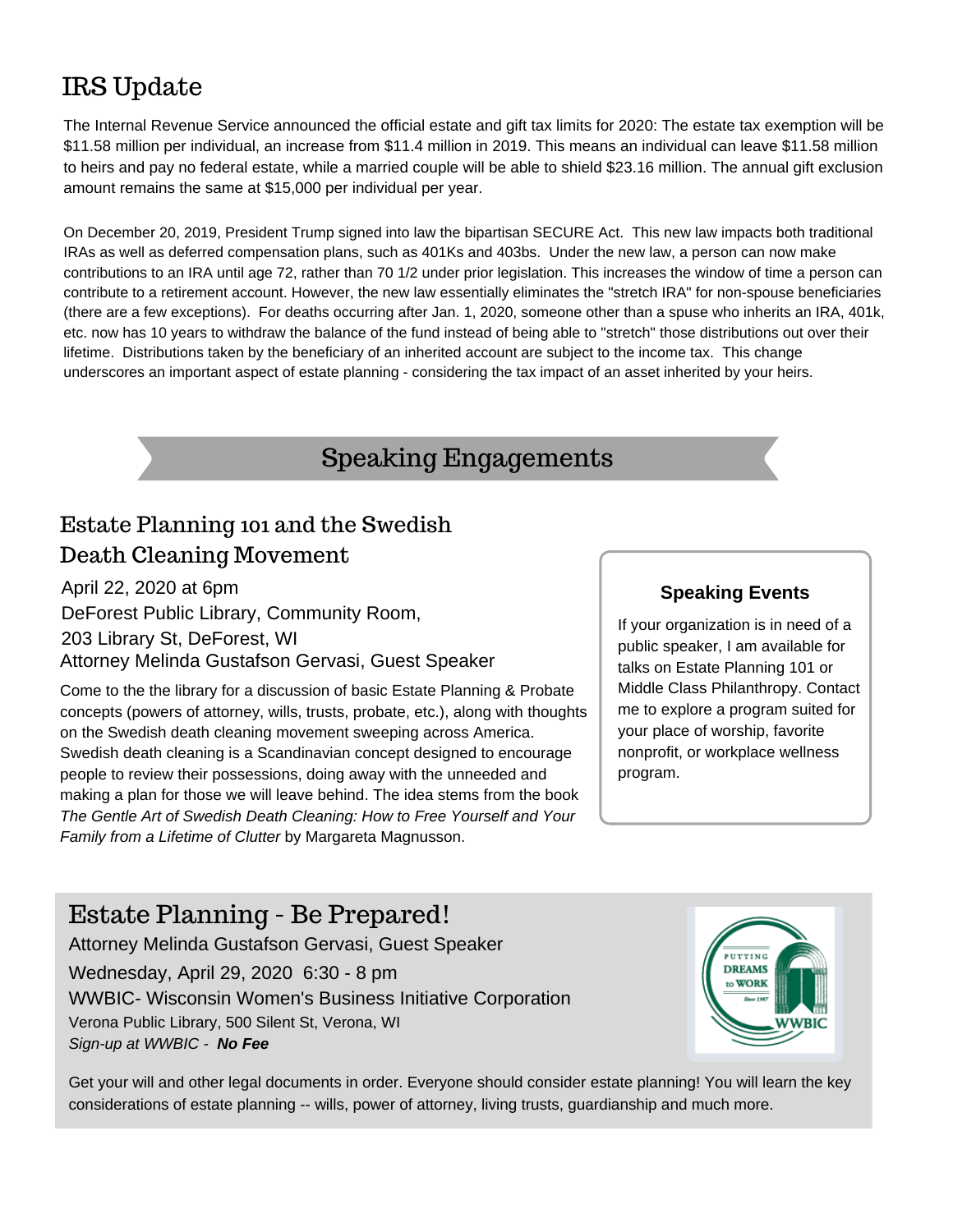# IRS Update

The Internal Revenue Service announced the official estate and gift tax limits for 2020: The estate tax exemption will be $11.58 million per individual, an increase from $11.4 million in 2019. This means an individual can leave $11.58 million to heirs and pay no federal estate, while a married couple will be able to shield $23.16 million. The annual gift exclusion amount remains the same at $15,000 per individual per year.

On December 20, 2019, President Trump signed into law the bipartisan SECURE Act. This new law impacts both traditional IRAs as well as deferred compensation plans, such as 401Ks and 403bs. Under the new law, a person can now make contributions to an IRA until age 72, rather than 70 1/2 under prior legislation. This increases the window of time a person can contribute to a retirement account. However, the new law essentially eliminates the "stretch IRA" for non-spouse beneficiaries (there are a few exceptions). For deaths occurring after Jan. 1, 2020, someone other than a spuse who inherits an IRA, 401k, etc. now has 10 years to withdraw the balance of the fund instead of being able to "stretch" those distributions out over their lifetime. Distributions taken by the beneficiary of an inherited account are subject to the income tax. This change underscores an important aspect of estate planning - considering the tax impact of an asset inherited by your heirs.

## Speaking Engagements

### Estate Planning 101 and the Swedish Death Cleaning Movement

April 22, 2020 at 6pm
DeForest Public Library, Community Room,
203 Library St, DeForest, WI
Attorney Melinda Gustafson Gervasi, Guest Speaker

Come to the the library for a discussion of basic Estate Planning & Probate concepts (powers of attorney, wills, trusts, probate, etc.), along with thoughts on the Swedish death cleaning movement sweeping across America. Swedish death cleaning is a Scandinavian concept designed to encourage people to review their possessions, doing away with the unneeded and making a plan for those we will leave behind. The idea stems from the book *The Gentle Art of Swedish Death Cleaning: How to Free Yourself and Your Family from a Lifetime of Clutter* by Margareta Magnusson.

**Speaking Events**

If your organization is in need of a public speaker, I am available for talks on Estate Planning 101 or Middle Class Philanthropy. Contact me to explore a program suited for your place of worship, favorite nonprofit, or workplace wellness program.

### Estate Planning - Be Prepared!

Attorney Melinda Gustafson Gervasi, Guest Speaker
Wednesday, April 29, 2020 6:30 - 8 pm
WWBIC- Wisconsin Women's Business Initiative Corporation
Verona Public Library, 500 Silent St, Verona, WI
*Sign-up at WWBIC - **No Fee***

Get your will and other legal documents in order. Everyone should consider estate planning! You will learn the key considerations of estate planning -- wills, power of attorney, living trusts, guardianship and much more.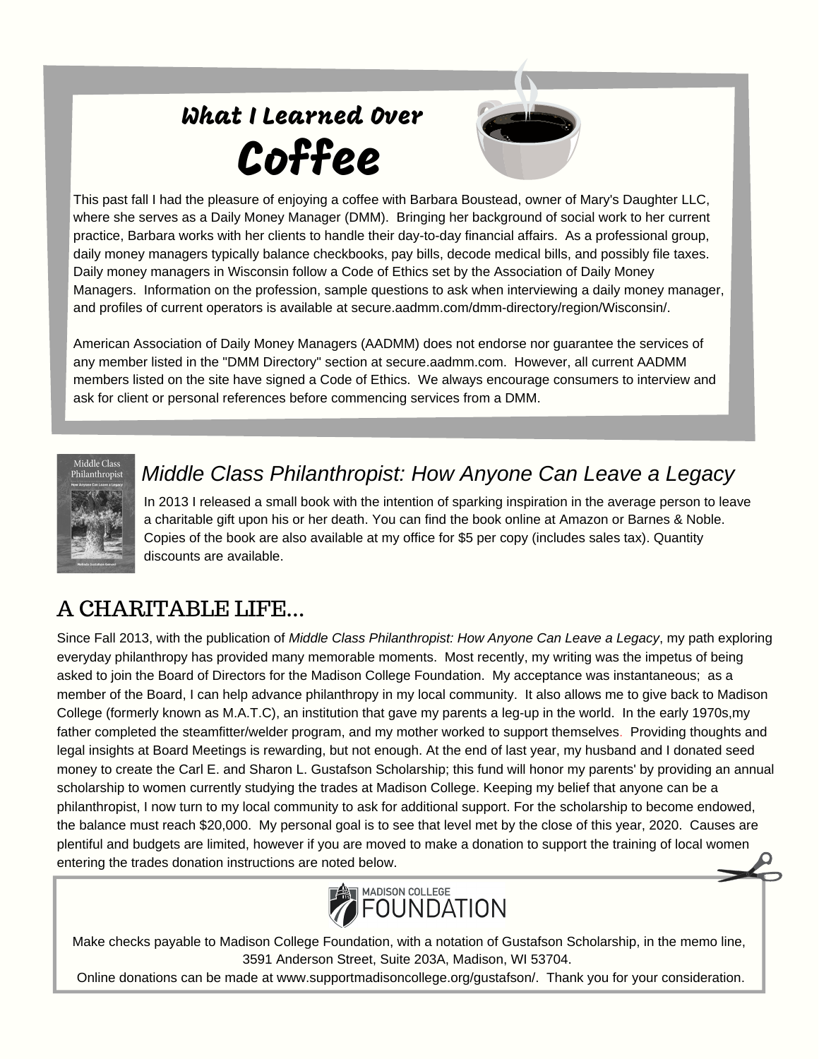## What I Learned Over Coffee

This past fall I had the pleasure of enjoying a coffee with Barbara Boustead, owner of Mary's Daughter LLC, where she serves as a Daily Money Manager (DMM). Bringing her background of social work to her current practice, Barbara works with her clients to handle their day-to-day financial affairs. As a professional group, daily money managers typically balance checkbooks, pay bills, decode medical bills, and possibly file taxes. Daily money managers in Wisconsin follow a Code of Ethics set by the Association of Daily Money Managers. Information on the profession, sample questions to ask when interviewing a daily money manager, and profiles of current operators is available at secure.aadmm.com/dmm-directory/region/Wisconsin/.

American Association of Daily Money Managers (AADMM) does not endorse nor guarantee the services of any member listed in the "DMM Directory" section at secure.aadmm.com. However, all current AADMM members listed on the site have signed a Code of Ethics. We always encourage consumers to interview and ask for client or personal references before commencing services from a DMM.

### *Middle Class Philanthropist: How Anyone Can Leave a Legacy*

In 2013 I released a small book with the intention of sparking inspiration in the average person to leave a charitable gift upon his or her death. You can find the book online at Amazon or Barnes & Noble. Copies of the book are also available at my office for $5 per copy (includes sales tax). Quantity discounts are available.

## A CHARITABLE LIFE...

Since Fall 2013, with the publication of *Middle Class Philanthropist: How Anyone Can Leave a Legacy*, my path exploring everyday philanthropy has provided many memorable moments. Most recently, my writing was the impetus of being asked to join the Board of Directors for the Madison College Foundation. My acceptance was instantaneous; as a member of the Board, I can help advance philanthropy in my local community. It also allows me to give back to Madison College (formerly known as M.A.T.C), an institution that gave my parents a leg-up in the world. In the early 1970s,my father completed the steamfitter/welder program, and my mother worked to support themselves. Providing thoughts and legal insights at Board Meetings is rewarding, but not enough. At the end of last year, my husband and I donated seed money to create the Carl E. and Sharon L. Gustafson Scholarship; this fund will honor my parents' by providing an annual scholarship to women currently studying the trades at Madison College. Keeping my belief that anyone can be a philanthropist, I now turn to my local community to ask for additional support. For the scholarship to become endowed, the balance must reach $20,000. My personal goal is to see that level met by the close of this year, 2020. Causes are plentiful and budgets are limited, however if you are moved to make a donation to support the training of local women entering the trades donation instructions are noted below.

MADISON COLLEGE FOUNDATION

Make checks payable to Madison College Foundation, with a notation of Gustafson Scholarship, in the memo line, 3591 Anderson Street, Suite 203A, Madison, WI 53704.
Online donations can be made at www.supportmadisoncollege.org/gustafson/. Thank you for your consideration.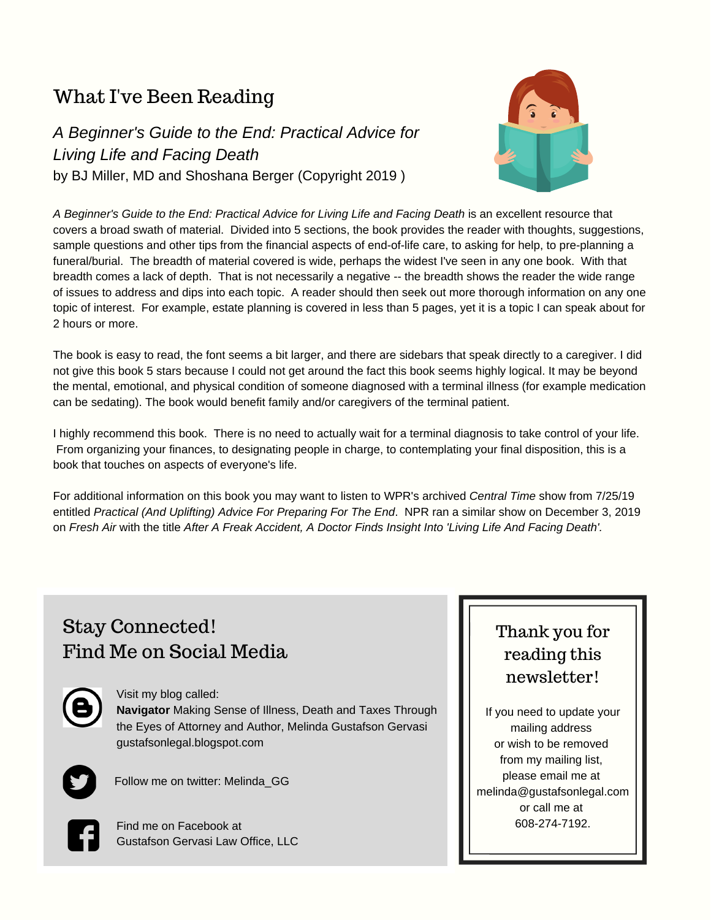## What I've Been Reading

### *A Beginner's Guide to the End: Practical Advice for Living Life and Facing Death*

by BJ Miller, MD and Shoshana Berger (Copyright 2019 )

*A Beginner's Guide to the End: Practical Advice for Living Life and Facing Death* is an excellent resource that covers a broad swath of material. Divided into 5 sections, the book provides the reader with thoughts, suggestions, sample questions and other tips from the financial aspects of end-of-life care, to asking for help, to pre-planning a funeral/burial. The breadth of material covered is wide, perhaps the widest I've seen in any one book. With that breadth comes a lack of depth. That is not necessarily a negative -- the breadth shows the reader the wide range of issues to address and dips into each topic. A reader should then seek out more thorough information on any one topic of interest. For example, estate planning is covered in less than 5 pages, yet it is a topic I can speak about for 2 hours or more.

The book is easy to read, the font seems a bit larger, and there are sidebars that speak directly to a caregiver. I did not give this book 5 stars because I could not get around the fact this book seems highly logical. It may be beyond the mental, emotional, and physical condition of someone diagnosed with a terminal illness (for example medication can be sedating). The book would benefit family and/or caregivers of the terminal patient.

I highly recommend this book. There is no need to actually wait for a terminal diagnosis to take control of your life. From organizing your finances, to designating people in charge, to contemplating your final disposition, this is a book that touches on aspects of everyone's life.

For additional information on this book you may want to listen to WPR's archived *Central Time* show from 7/25/19 entitled *Practical (And Uplifting) Advice For Preparing For The End*. NPR ran a similar show on December 3, 2019 on *Fresh Air* with the title *After A Freak Accident, A Doctor Finds Insight Into 'Living Life And Facing Death'.*

## Stay Connected! Find Me on Social Media

Visit my blog called:
**Navigator** Making Sense of Illness, Death and Taxes Through the Eyes of Attorney and Author, Melinda Gustafson Gervasi
gustafsonlegal.blogspot.com

Follow me on twitter: Melinda_GG

Find me on Facebook at
Gustafson Gervasi Law Office, LLC

## Thank you for reading this newsletter!

If you need to update your mailing address or wish to be removed from my mailing list, please email me at melinda@gustafsonlegal.com or call me at 608-274-7192.